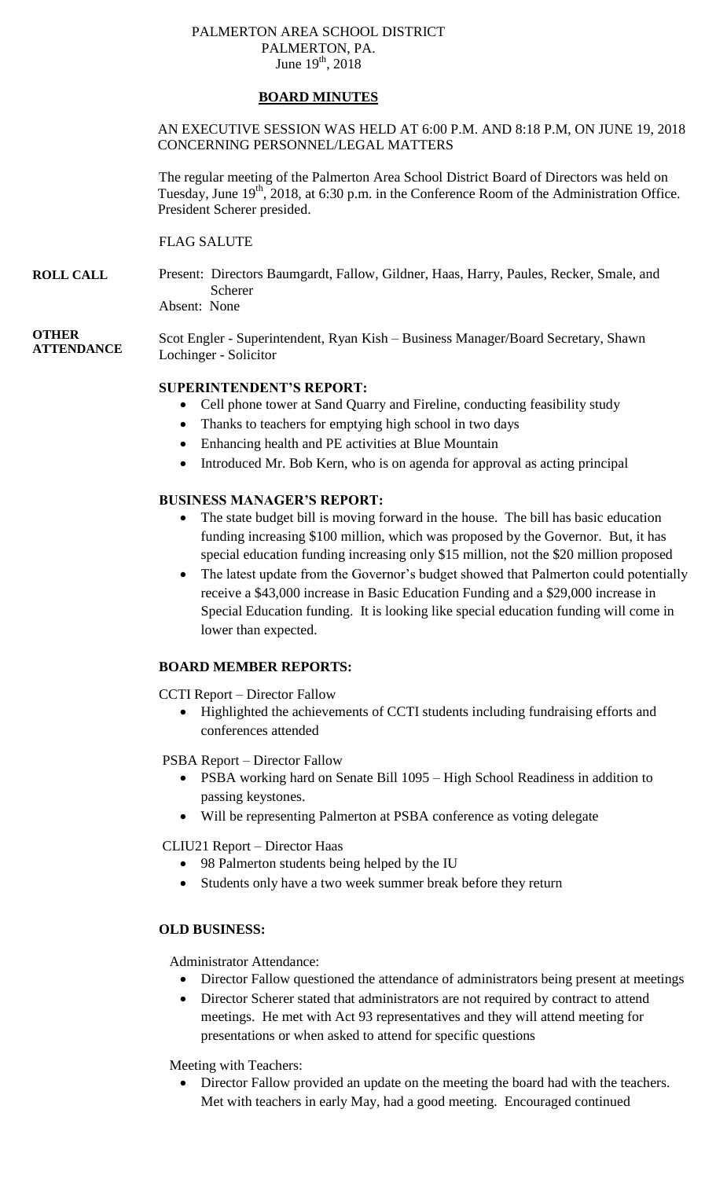PALMERTON AREA SCHOOL DISTRICT
PALMERTON, PA.
June 19th, 2018

## BOARD MINUTES

AN EXECUTIVE SESSION WAS HELD AT 6:00 P.M. AND 8:18 P.M, ON JUNE 19, 2018 CONCERNING PERSONNEL/LEGAL MATTERS

The regular meeting of the Palmerton Area School District Board of Directors was held on Tuesday, June 19th, 2018, at 6:30 p.m. in the Conference Room of the Administration Office. President Scherer presided.

FLAG SALUTE

**ROLL CALL** Present: Directors Baumgardt, Fallow, Gildner, Haas, Harry, Paules, Recker, Smale, and Scherer
Absent: None

**OTHER ATTENDANCE** Scot Engler - Superintendent, Ryan Kish – Business Manager/Board Secretary, Shawn Lochinger - Solicitor

**SUPERINTENDENT'S REPORT:**

- Cell phone tower at Sand Quarry and Fireline, conducting feasibility study
- Thanks to teachers for emptying high school in two days
- Enhancing health and PE activities at Blue Mountain
- Introduced Mr. Bob Kern, who is on agenda for approval as acting principal

**BUSINESS MANAGER'S REPORT:**

- The state budget bill is moving forward in the house. The bill has basic education funding increasing $100 million, which was proposed by the Governor. But, it has special education funding increasing only $15 million, not the $20 million proposed
- The latest update from the Governor's budget showed that Palmerton could potentially receive a $43,000 increase in Basic Education Funding and a $29,000 increase in Special Education funding. It is looking like special education funding will come in lower than expected.

**BOARD MEMBER REPORTS:**

CCTI Report – Director Fallow

- Highlighted the achievements of CCTI students including fundraising efforts and conferences attended

PSBA Report – Director Fallow

- PSBA working hard on Senate Bill 1095 – High School Readiness in addition to passing keystones.
- Will be representing Palmerton at PSBA conference as voting delegate

CLIU21 Report – Director Haas

- 98 Palmerton students being helped by the IU
- Students only have a two week summer break before they return

**OLD BUSINESS:**

Administrator Attendance:

- Director Fallow questioned the attendance of administrators being present at meetings
- Director Scherer stated that administrators are not required by contract to attend meetings. He met with Act 93 representatives and they will attend meeting for presentations or when asked to attend for specific questions

Meeting with Teachers:

- Director Fallow provided an update on the meeting the board had with the teachers. Met with teachers in early May, had a good meeting. Encouraged continued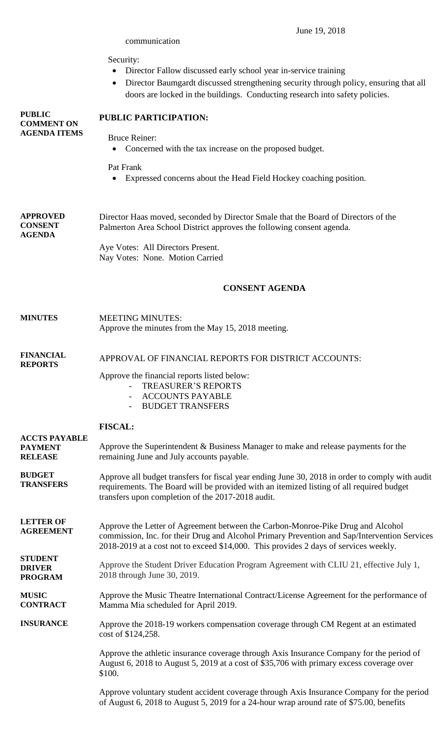communication

Security:

- Director Fallow discussed early school year in-service training
- Director Baumgardt discussed strengthening security through policy, ensuring that all doors are locked in the buildings. Conducting research into safety policies.

**PUBLIC COMMENT ON AGENDA ITEMS**

**PUBLIC PARTICIPATION:**

Bruce Reiner:

- Concerned with the tax increase on the proposed budget.

Pat Frank

- Expressed concerns about the Head Field Hockey coaching position.

**APPROVED CONSENT AGENDA**

Director Haas moved, seconded by Director Smale that the Board of Directors of the Palmerton Area School District approves the following consent agenda.

Aye Votes: All Directors Present.
Nay Votes: None. Motion Carried

## CONSENT AGENDA

**MINUTES**

MEETING MINUTES:
Approve the minutes from the May 15, 2018 meeting.

**FINANCIAL REPORTS**

APPROVAL OF FINANCIAL REPORTS FOR DISTRICT ACCOUNTS:

Approve the financial reports listed below:

- TREASURER'S REPORTS
- ACCOUNTS PAYABLE
- BUDGET TRANSFERS

**FISCAL:**

**ACCTS PAYABLE PAYMENT RELEASE**

Approve the Superintendent & Business Manager to make and release payments for the remaining June and July accounts payable.

**BUDGET TRANSFERS**

Approve all budget transfers for fiscal year ending June 30, 2018 in order to comply with audit requirements. The Board will be provided with an itemized listing of all required budget transfers upon completion of the 2017-2018 audit.

**LETTER OF AGREEMENT**

Approve the Letter of Agreement between the Carbon-Monroe-Pike Drug and Alcohol commission, Inc. for their Drug and Alcohol Primary Prevention and Sap/Intervention Services 2018-2019 at a cost not to exceed $14,000. This provides 2 days of services weekly.

**STUDENT DRIVER PROGRAM**

Approve the Student Driver Education Program Agreement with CLIU 21, effective July 1, 2018 through June 30, 2019.

**MUSIC CONTRACT**

Approve the Music Theatre International Contract/License Agreement for the performance of Mamma Mia scheduled for April 2019.

**INSURANCE**

Approve the 2018-19 workers compensation coverage through CM Regent at an estimated cost of $124,258.

Approve the athletic insurance coverage through Axis Insurance Company for the period of August 6, 2018 to August 5, 2019 at a cost of $35,706 with primary excess coverage over $100.

Approve voluntary student accident coverage through Axis Insurance Company for the period of August 6, 2018 to August 5, 2019 for a 24-hour wrap around rate of $75.00, benefits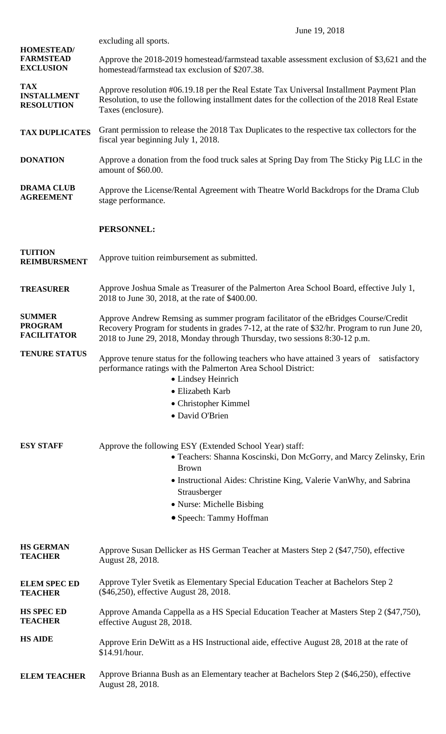June 19, 2018

excluding all sports.

**HOMESTEAD/ FARMSTEAD EXCLUSION** Approve the 2018-2019 homestead/farmstead taxable assessment exclusion of $3,621 and the homestead/farmstead tax exclusion of $207.38.

**TAX INSTALLMENT RESOLUTION** Approve resolution #06.19.18 per the Real Estate Tax Universal Installment Payment Plan Resolution, to use the following installment dates for the collection of the 2018 Real Estate Taxes (enclosure).

**TAX DUPLICATES** Grant permission to release the 2018 Tax Duplicates to the respective tax collectors for the fiscal year beginning July 1, 2018.

**DONATION** Approve a donation from the food truck sales at Spring Day from The Sticky Pig LLC in the amount of $60.00.

**DRAMA CLUB AGREEMENT** Approve the License/Rental Agreement with Theatre World Backdrops for the Drama Club stage performance.

**PERSONNEL:**

**TUITION REIMBURSMENT** Approve tuition reimbursement as submitted.

**TREASURER** Approve Joshua Smale as Treasurer of the Palmerton Area School Board, effective July 1, 2018 to June 30, 2018, at the rate of $400.00.

**SUMMER PROGRAM FACILITATOR** Approve Andrew Remsing as summer program facilitator of the eBridges Course/Credit Recovery Program for students in grades 7-12, at the rate of $32/hr. Program to run June 20, 2018 to June 29, 2018, Monday through Thursday, two sessions 8:30-12 p.m.

**TENURE STATUS** Approve tenure status for the following teachers who have attained 3 years of satisfactory performance ratings with the Palmerton Area School District:

- Lindsey Heinrich
- Elizabeth Karb
- Christopher Kimmel
- David O'Brien

**ESY STAFF** Approve the following ESY (Extended School Year) staff:

- Teachers: Shanna Koscinski, Don McGorry, and Marcy Zelinsky, Erin Brown
- Instructional Aides: Christine King, Valerie VanWhy, and Sabrina Strausberger
- Nurse: Michelle Bisbing
- Speech: Tammy Hoffman

**HS GERMAN TEACHER** Approve Susan Dellicker as HS German Teacher at Masters Step 2 ($47,750), effective August 28, 2018.

**ELEM SPEC ED TEACHER** Approve Tyler Svetik as Elementary Special Education Teacher at Bachelors Step 2 ($46,250), effective August 28, 2018.

**HS SPEC ED TEACHER** Approve Amanda Cappella as a HS Special Education Teacher at Masters Step 2 ($47,750), effective August 28, 2018.

**HS AIDE** Approve Erin DeWitt as a HS Instructional aide, effective August 28, 2018 at the rate of $14.91/hour.

**ELEM TEACHER** Approve Brianna Bush as an Elementary teacher at Bachelors Step 2 ($46,250), effective August 28, 2018.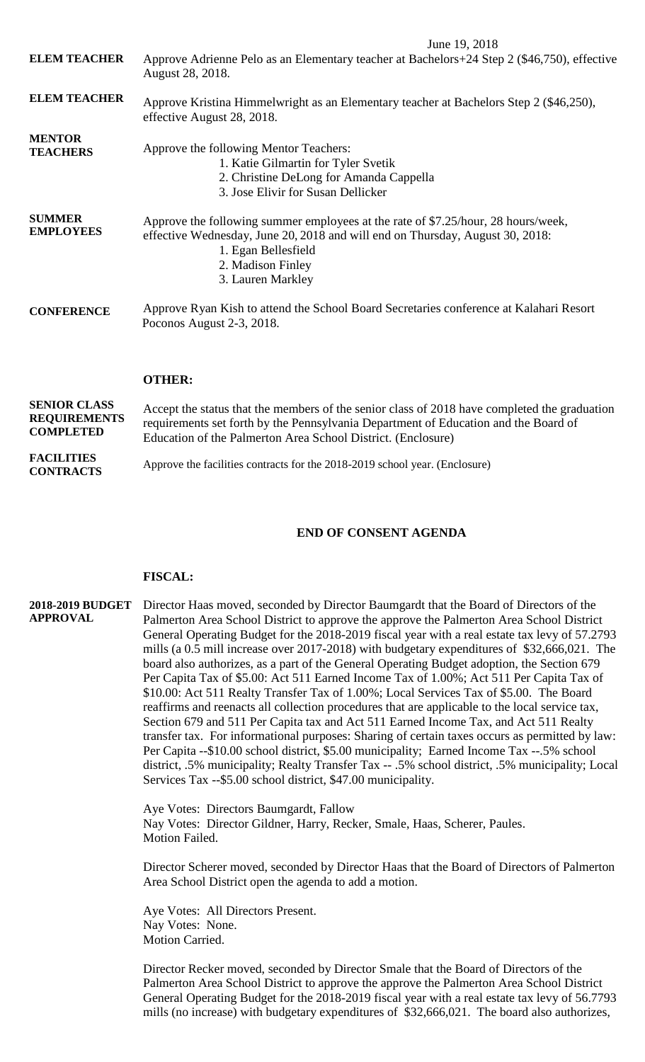June 19, 2018

**ELEM TEACHER** Approve Adrienne Pelo as an Elementary teacher at Bachelors+24 Step 2 ($46,750), effective August 28, 2018.

**ELEM TEACHER** Approve Kristina Himmelwright as an Elementary teacher at Bachelors Step 2 ($46,250), effective August 28, 2018.

**MENTOR TEACHERS** Approve the following Mentor Teachers:

1. Katie Gilmartin for Tyler Svetik
2. Christine DeLong for Amanda Cappella
3. Jose Elivir for Susan Dellicker

**SUMMER EMPLOYEES** Approve the following summer employees at the rate of $7.25/hour, 28 hours/week, effective Wednesday, June 20, 2018 and will end on Thursday, August 30, 2018:

1. Egan Bellesfield
2. Madison Finley
3. Lauren Markley

**CONFERENCE** Approve Ryan Kish to attend the School Board Secretaries conference at Kalahari Resort Poconos August 2-3, 2018.

## OTHER:

**SENIOR CLASS REQUIREMENTS COMPLETED** Accept the status that the members of the senior class of 2018 have completed the graduation requirements set forth by the Pennsylvania Department of Education and the Board of Education of the Palmerton Area School District. (Enclosure)

**FACILITIES CONTRACTS** Approve the facilities contracts for the 2018-2019 school year. (Enclosure)

## END OF CONSENT AGENDA

## FISCAL:

**2018-2019 BUDGET APPROVAL** Director Haas moved, seconded by Director Baumgardt that the Board of Directors of the Palmerton Area School District to approve the approve the Palmerton Area School District General Operating Budget for the 2018-2019 fiscal year with a real estate tax levy of 57.2793 mills (a 0.5 mill increase over 2017-2018) with budgetary expenditures of $32,666,021. The board also authorizes, as a part of the General Operating Budget adoption, the Section 679 Per Capita Tax of $5.00: Act 511 Earned Income Tax of 1.00%; Act 511 Per Capita Tax of $10.00: Act 511 Realty Transfer Tax of 1.00%; Local Services Tax of $5.00. The Board reaffirms and reenacts all collection procedures that are applicable to the local service tax, Section 679 and 511 Per Capita tax and Act 511 Earned Income Tax, and Act 511 Realty transfer tax. For informational purposes: Sharing of certain taxes occurs as permitted by law: Per Capita --$10.00 school district, $5.00 municipality; Earned Income Tax --.5% school district, .5% municipality; Realty Transfer Tax -- .5% school district, .5% municipality; Local Services Tax --$5.00 school district, $47.00 municipality.

Aye Votes: Directors Baumgardt, Fallow
Nay Votes: Director Gildner, Harry, Recker, Smale, Haas, Scherer, Paules.
Motion Failed.

Director Scherer moved, seconded by Director Haas that the Board of Directors of Palmerton Area School District open the agenda to add a motion.

Aye Votes: All Directors Present.
Nay Votes: None.
Motion Carried.

Director Recker moved, seconded by Director Smale that the Board of Directors of the Palmerton Area School District to approve the approve the Palmerton Area School District General Operating Budget for the 2018-2019 fiscal year with a real estate tax levy of 56.7793 mills (no increase) with budgetary expenditures of $32,666,021. The board also authorizes,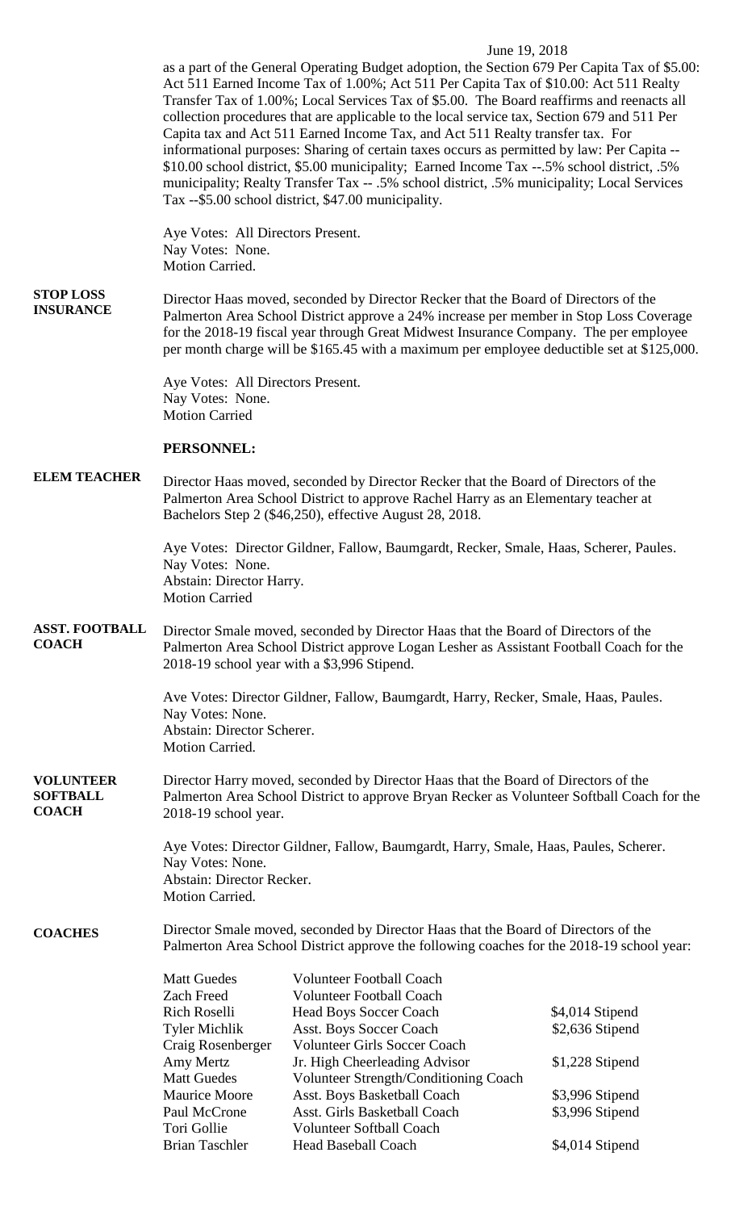June 19, 2018

as a part of the General Operating Budget adoption, the Section 679 Per Capita Tax of $5.00: Act 511 Earned Income Tax of 1.00%; Act 511 Per Capita Tax of $10.00: Act 511 Realty Transfer Tax of 1.00%; Local Services Tax of $5.00. The Board reaffirms and reenacts all collection procedures that are applicable to the local service tax, Section 679 and 511 Per Capita tax and Act 511 Earned Income Tax, and Act 511 Realty transfer tax. For informational purposes: Sharing of certain taxes occurs as permitted by law: Per Capita -- $10.00 school district, $5.00 municipality; Earned Income Tax --.5% school district, .5% municipality; Realty Transfer Tax -- .5% school district, .5% municipality; Local Services Tax --$5.00 school district, $47.00 municipality.

Aye Votes: All Directors Present.
Nay Votes: None.
Motion Carried.

**STOP LOSS INSURANCE**

Director Haas moved, seconded by Director Recker that the Board of Directors of the Palmerton Area School District approve a 24% increase per member in Stop Loss Coverage for the 2018-19 fiscal year through Great Midwest Insurance Company. The per employee per month charge will be $165.45 with a maximum per employee deductible set at $125,000.

Aye Votes: All Directors Present.
Nay Votes: None.
Motion Carried

**PERSONNEL:**

**ELEM TEACHER**

Director Haas moved, seconded by Director Recker that the Board of Directors of the Palmerton Area School District to approve Rachel Harry as an Elementary teacher at Bachelors Step 2 ($46,250), effective August 28, 2018.

Aye Votes: Director Gildner, Fallow, Baumgardt, Recker, Smale, Haas, Scherer, Paules.
Nay Votes: None.
Abstain: Director Harry.
Motion Carried

**ASST. FOOTBALL COACH**

Director Smale moved, seconded by Director Haas that the Board of Directors of the Palmerton Area School District approve Logan Lesher as Assistant Football Coach for the 2018-19 school year with a $3,996 Stipend.

Ave Votes: Director Gildner, Fallow, Baumgardt, Harry, Recker, Smale, Haas, Paules.
Nay Votes: None.
Abstain: Director Scherer.
Motion Carried.

**VOLUNTEER SOFTBALL COACH**

Director Harry moved, seconded by Director Haas that the Board of Directors of the Palmerton Area School District to approve Bryan Recker as Volunteer Softball Coach for the 2018-19 school year.

Aye Votes: Director Gildner, Fallow, Baumgardt, Harry, Smale, Haas, Paules, Scherer.
Nay Votes: None.
Abstain: Director Recker.
Motion Carried.

**COACHES**

Director Smale moved, seconded by Director Haas that the Board of Directors of the Palmerton Area School District approve the following coaches for the 2018-19 school year:

| | | |
|---|---|---|
| Matt Guedes | Volunteer Football Coach | |
| Zach Freed | Volunteer Football Coach | |
| Rich Roselli | Head Boys Soccer Coach | $4,014 Stipend |
| Tyler Michlik | Asst. Boys Soccer Coach | $2,636 Stipend |
| Craig Rosenberger | Volunteer Girls Soccer Coach | |
| Amy Mertz | Jr. High Cheerleading Advisor | $1,228 Stipend |
| Matt Guedes | Volunteer Strength/Conditioning Coach | |
| Maurice Moore | Asst. Boys Basketball Coach | $3,996 Stipend |
| Paul McCrone | Asst. Girls Basketball Coach | $3,996 Stipend |
| Tori Gollie | Volunteer Softball Coach | |
| Brian Taschler | Head Baseball Coach | $4,014 Stipend |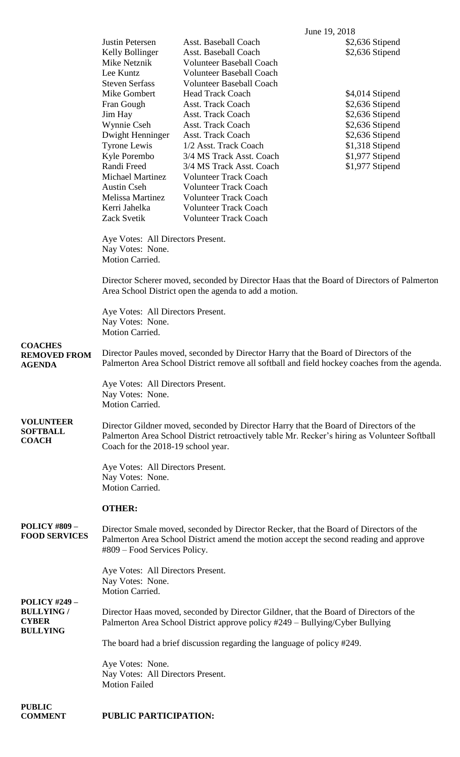June 19, 2018

| | | |
|---|---|---|
| Justin Petersen | Asst. Baseball Coach | $2,636 Stipend |
| Kelly Bollinger | Asst. Baseball Coach | $2,636 Stipend |
| Mike Netznik | Volunteer Baseball Coach | |
| Lee Kuntz | Volunteer Baseball Coach | |
| Steven Serfass | Volunteer Baseball Coach | |
| Mike Gombert | Head Track Coach | $4,014 Stipend |
| Fran Gough | Asst. Track Coach | $2,636 Stipend |
| Jim Hay | Asst. Track Coach | $2,636 Stipend |
| Wynnie Cseh | Asst. Track Coach | $2,636 Stipend |
| Dwight Henninger | Asst. Track Coach | $2,636 Stipend |
| Tyrone Lewis | 1/2 Asst. Track Coach | $1,318 Stipend |
| Kyle Porembo | 3/4 MS Track Asst. Coach | $1,977 Stipend |
| Randi Freed | 3/4 MS Track Asst. Coach | $1,977 Stipend |
| Michael Martinez | Volunteer Track Coach | |
| Austin Cseh | Volunteer Track Coach | |
| Melissa Martinez | Volunteer Track Coach | |
| Kerri Jahelka | Volunteer Track Coach | |
| Zack Svetik | Volunteer Track Coach | |

Aye Votes: All Directors Present.
Nay Votes: None.
Motion Carried.

Director Scherer moved, seconded by Director Haas that the Board of Directors of Palmerton Area School District open the agenda to add a motion.

Aye Votes: All Directors Present.
Nay Votes: None.
Motion Carried.

**COACHES REMOVED FROM AGENDA**

Director Paules moved, seconded by Director Harry that the Board of Directors of the Palmerton Area School District remove all softball and field hockey coaches from the agenda.

Aye Votes: All Directors Present.
Nay Votes: None.
Motion Carried.

**VOLUNTEER SOFTBALL COACH**

Director Gildner moved, seconded by Director Harry that the Board of Directors of the Palmerton Area School District retroactively table Mr. Recker's hiring as Volunteer Softball Coach for the 2018-19 school year.

Aye Votes: All Directors Present.
Nay Votes: None.
Motion Carried.

**OTHER:**

**POLICY #809 – FOOD SERVICES**

Director Smale moved, seconded by Director Recker, that the Board of Directors of the Palmerton Area School District amend the motion accept the second reading and approve #809 – Food Services Policy.

Aye Votes: All Directors Present.
Nay Votes: None.
Motion Carried.

**POLICY #249 – BULLYING / CYBER BULLYING**

Director Haas moved, seconded by Director Gildner, that the Board of Directors of the Palmerton Area School District approve policy #249 – Bullying/Cyber Bullying

The board had a brief discussion regarding the language of policy #249.

Aye Votes: None.
Nay Votes: All Directors Present.
Motion Failed

**PUBLIC COMMENT**

**PUBLIC PARTICIPATION:**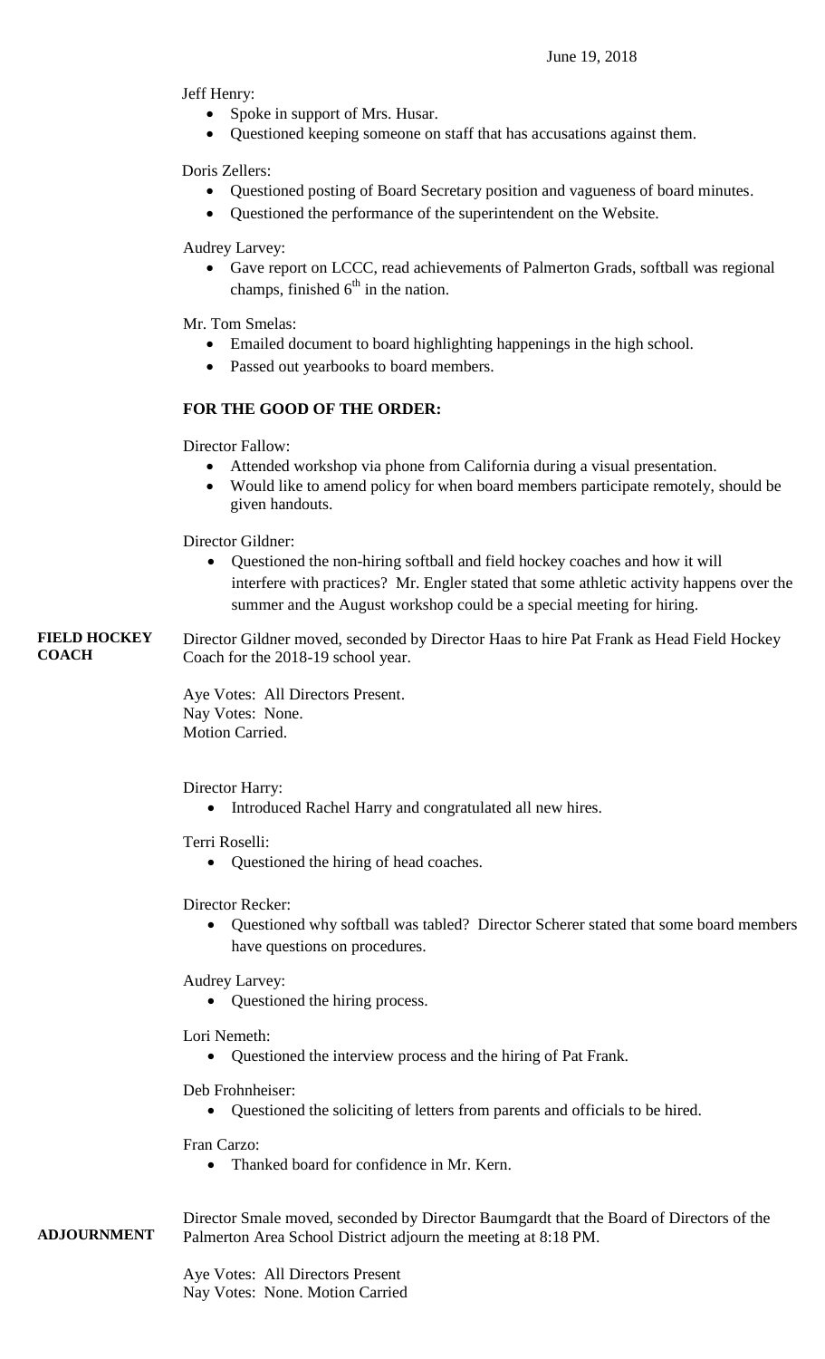Jeff Henry:

- Spoke in support of Mrs. Husar.
- Questioned keeping someone on staff that has accusations against them.

Doris Zellers:

- Questioned posting of Board Secretary position and vagueness of board minutes.
- Questioned the performance of the superintendent on the Website.

Audrey Larvey:

- Gave report on LCCC, read achievements of Palmerton Grads, softball was regional champs, finished 6th in the nation.

Mr. Tom Smelas:

- Emailed document to board highlighting happenings in the high school.
- Passed out yearbooks to board members.

**FOR THE GOOD OF THE ORDER:**

Director Fallow:

- Attended workshop via phone from California during a visual presentation.
- Would like to amend policy for when board members participate remotely, should be given handouts.

Director Gildner:

- Questioned the non-hiring softball and field hockey coaches and how it will interfere with practices? Mr. Engler stated that some athletic activity happens over the summer and the August workshop could be a special meeting for hiring.

**FIELD HOCKEY COACH**

Director Gildner moved, seconded by Director Haas to hire Pat Frank as Head Field Hockey Coach for the 2018-19 school year.

Aye Votes: All Directors Present.
Nay Votes: None.
Motion Carried.

Director Harry:

- Introduced Rachel Harry and congratulated all new hires.

Terri Roselli:

- Questioned the hiring of head coaches.

Director Recker:

- Questioned why softball was tabled? Director Scherer stated that some board members have questions on procedures.

Audrey Larvey:

- Questioned the hiring process.

Lori Nemeth:

- Questioned the interview process and the hiring of Pat Frank.

Deb Frohnheiser:

- Questioned the soliciting of letters from parents and officials to be hired.

Fran Carzo:

- Thanked board for confidence in Mr. Kern.

**ADJOURNMENT**

Director Smale moved, seconded by Director Baumgardt that the Board of Directors of the Palmerton Area School District adjourn the meeting at 8:18 PM.

Aye Votes: All Directors Present
Nay Votes: None. Motion Carried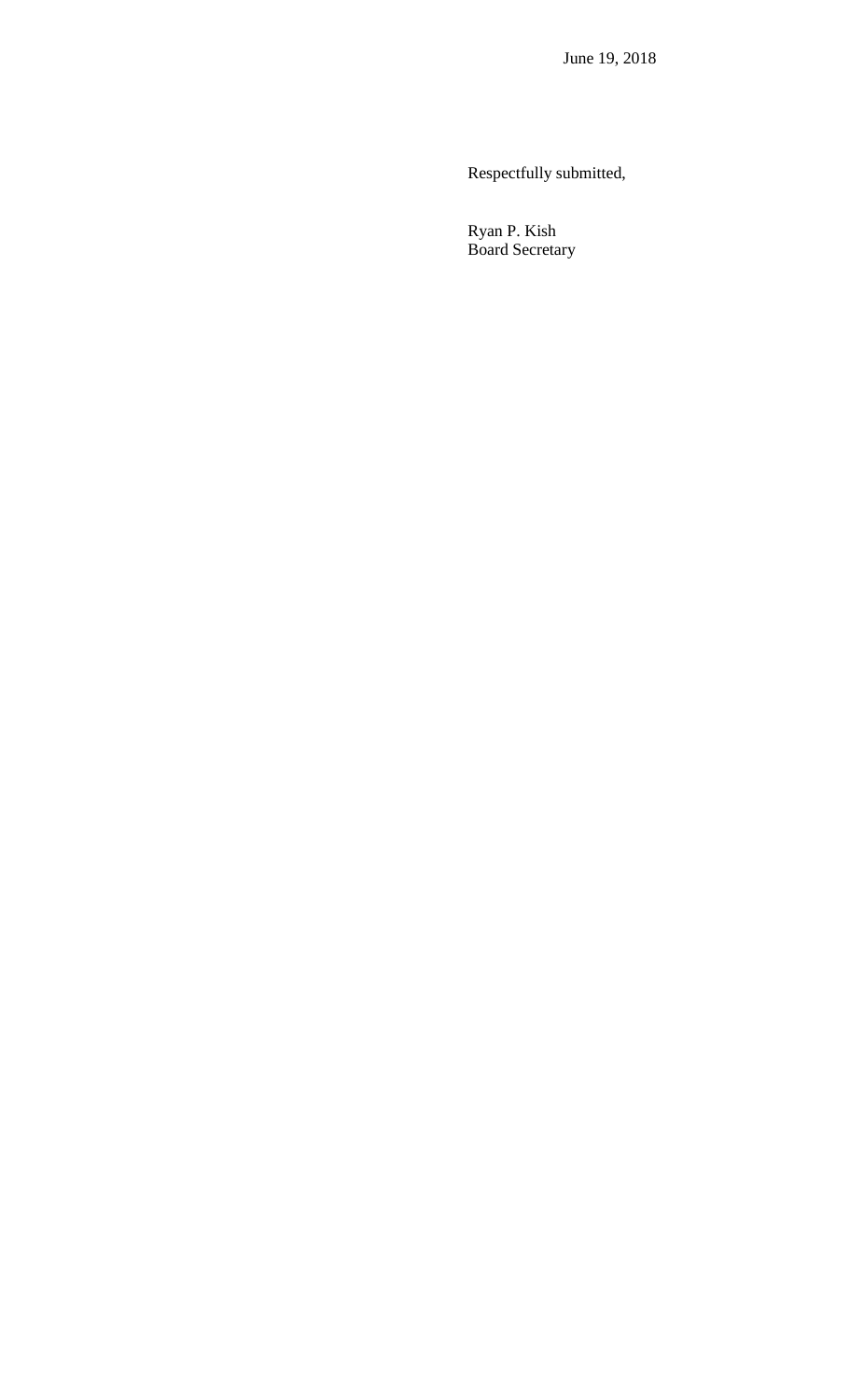Respectfully submitted,

Ryan P. Kish
Board Secretary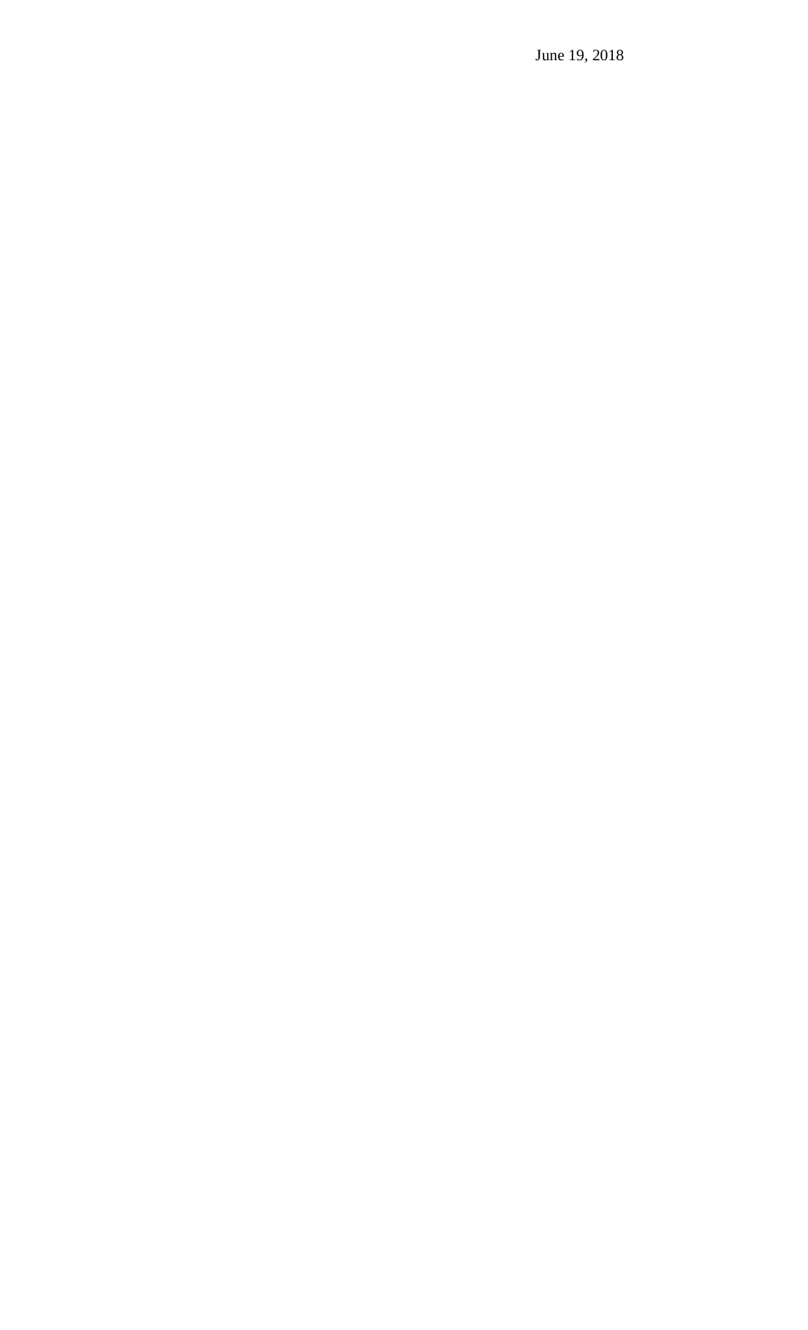June 19, 2018